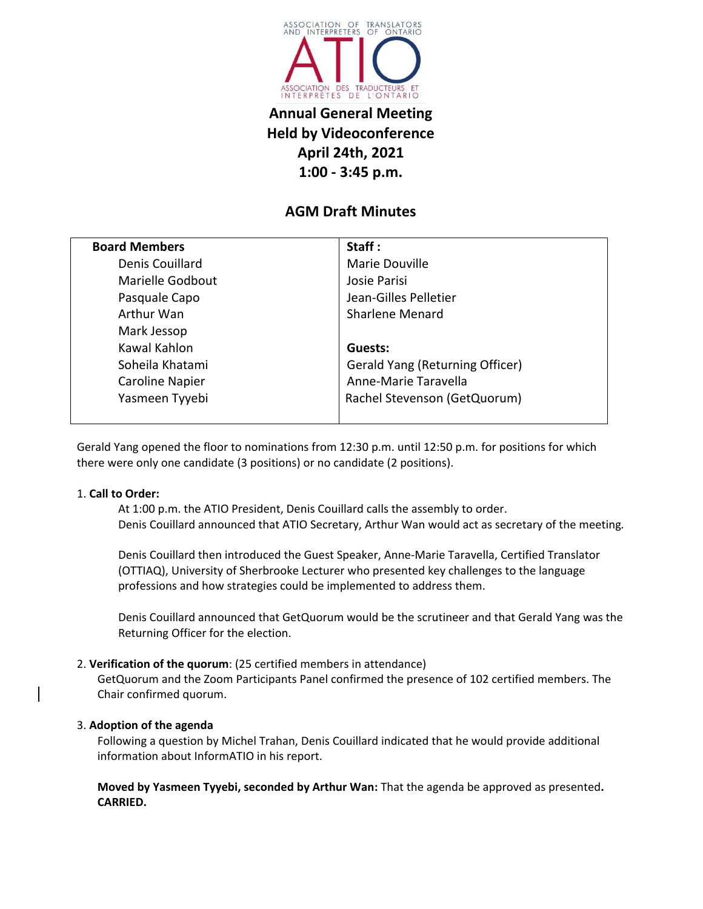ASSOCIATION OF TRANSLATORS AND INTERPRETERS OF ONTARIO

ATIO

ASSOCIATION DES TRADUCTEURS ET INTERPRÈTES DE L'ONTARIO

# Annual General Meeting
# Held by Videoconference
# April 24th, 2021
# 1:00 - 3:45 p.m.

## AGM Draft Minutes

| **Board Members** | **Staff :** |
|---|---|
| Denis Couillard | Marie Douville |
| Marielle Godbout | Josie Parisi |
| Pasquale Capo | Jean-Gilles Pelletier |
| Arthur Wan | Sharlene Menard |
| Mark Jessop | |
| Kawal Kahlon | **Guests:** |
| Soheila Khatami | Gerald Yang (Returning Officer) |
| Caroline Napier | Anne-Marie Taravella |
| Yasmeen Tyyebi | Rachel Stevenson (GetQuorum) |

Gerald Yang opened the floor to nominations from 12:30 p.m. until 12:50 p.m. for positions for which there were only one candidate (3 positions) or no candidate (2 positions).

1. **Call to Order:**

   At 1:00 p.m. the ATIO President, Denis Couillard calls the assembly to order.
   Denis Couillard announced that ATIO Secretary, Arthur Wan would act as secretary of the meeting.

   Denis Couillard then introduced the Guest Speaker, Anne-Marie Taravella, Certified Translator (OTTIAQ), University of Sherbrooke Lecturer who presented key challenges to the language professions and how strategies could be implemented to address them.

   Denis Couillard announced that GetQuorum would be the scrutineer and that Gerald Yang was the Returning Officer for the election.

2. **Verification of the quorum**: (25 certified members in attendance)

   GetQuorum and the Zoom Participants Panel confirmed the presence of 102 certified members. The Chair confirmed quorum.

3. **Adoption of the agenda**

   Following a question by Michel Trahan, Denis Couillard indicated that he would provide additional information about InformATIO in his report.

   **Moved by Yasmeen Tyyebi, seconded by Arthur Wan:** That the agenda be approved as presented**.**
   **CARRIED.**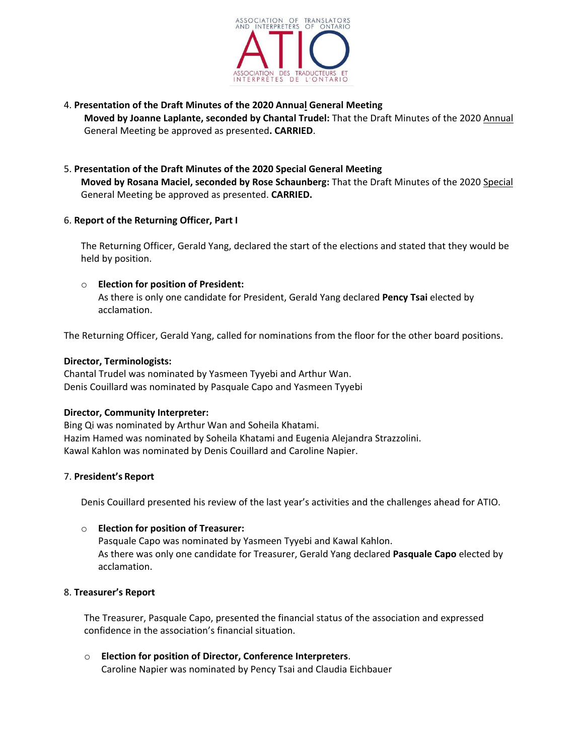4. **Presentation of the Draft Minutes of the 2020 Annual General Meeting**
   **Moved by Joanne Laplante, seconded by Chantal Trudel:** That the Draft Minutes of the 2020 Annual General Meeting be approved as presented**. CARRIED**.

5. **Presentation of the Draft Minutes of the 2020 Special General Meeting**
   **Moved by Rosana Maciel, seconded by Rose Schaunberg:** That the Draft Minutes of the 2020 Special General Meeting be approved as presented. **CARRIED.**

6. **Report of the Returning Officer, Part I**

   The Returning Officer, Gerald Yang, declared the start of the elections and stated that they would be held by position.

   - **Election for position of President:**
     As there is only one candidate for President, Gerald Yang declared **Pency Tsai** elected by acclamation.

The Returning Officer, Gerald Yang, called for nominations from the floor for the other board positions.

**Director, Terminologists:**
Chantal Trudel was nominated by Yasmeen Tyyebi and Arthur Wan.
Denis Couillard was nominated by Pasquale Capo and Yasmeen Tyyebi

**Director, Community Interpreter:**
Bing Qi was nominated by Arthur Wan and Soheila Khatami.
Hazim Hamed was nominated by Soheila Khatami and Eugenia Alejandra Strazzolini.
Kawal Kahlon was nominated by Denis Couillard and Caroline Napier.

7. **President's Report**

   Denis Couillard presented his review of the last year's activities and the challenges ahead for ATIO.

   - **Election for position of Treasurer:**
     Pasquale Capo was nominated by Yasmeen Tyyebi and Kawal Kahlon.
     As there was only one candidate for Treasurer, Gerald Yang declared **Pasquale Capo** elected by acclamation.

8. **Treasurer's Report**

   The Treasurer, Pasquale Capo, presented the financial status of the association and expressed confidence in the association's financial situation.

   - **Election for position of Director, Conference Interpreters**.
     Caroline Napier was nominated by Pency Tsai and Claudia Eichbauer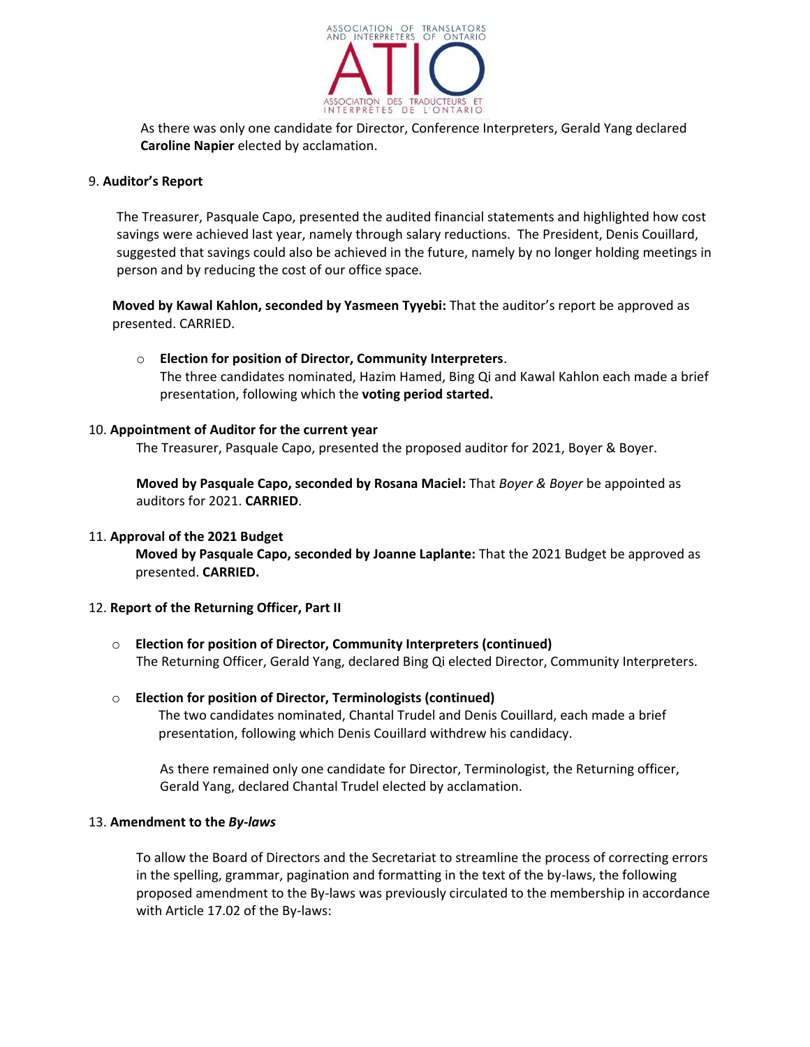As there was only one candidate for Director, Conference Interpreters, Gerald Yang declared **Caroline Napier** elected by acclamation.

9. **Auditor's Report**

The Treasurer, Pasquale Capo, presented the audited financial statements and highlighted how cost savings were achieved last year, namely through salary reductions. The President, Denis Couillard, suggested that savings could also be achieved in the future, namely by no longer holding meetings in person and by reducing the cost of our office space.

**Moved by Kawal Kahlon, seconded by Yasmeen Tyyebi:** That the auditor's report be approved as presented. CARRIED.

- **Election for position of Director, Community Interpreters**.
  The three candidates nominated, Hazim Hamed, Bing Qi and Kawal Kahlon each made a brief presentation, following which the **voting period started.**

10. **Appointment of Auditor for the current year**

The Treasurer, Pasquale Capo, presented the proposed auditor for 2021, Boyer & Boyer.

**Moved by Pasquale Capo, seconded by Rosana Maciel:** That *Boyer & Boyer* be appointed as auditors for 2021. **CARRIED**.

11. **Approval of the 2021 Budget**

**Moved by Pasquale Capo, seconded by Joanne Laplante:** That the 2021 Budget be approved as presented. **CARRIED.**

12. **Report of the Returning Officer, Part II**

- **Election for position of Director, Community Interpreters (continued)**
  The Returning Officer, Gerald Yang, declared Bing Qi elected Director, Community Interpreters.

- **Election for position of Director, Terminologists (continued)**
  The two candidates nominated, Chantal Trudel and Denis Couillard, each made a brief presentation, following which Denis Couillard withdrew his candidacy.

  As there remained only one candidate for Director, Terminologist, the Returning officer, Gerald Yang, declared Chantal Trudel elected by acclamation.

13. **Amendment to the *By-laws***

To allow the Board of Directors and the Secretariat to streamline the process of correcting errors in the spelling, grammar, pagination and formatting in the text of the by-laws, the following proposed amendment to the By-laws was previously circulated to the membership in accordance with Article 17.02 of the By-laws: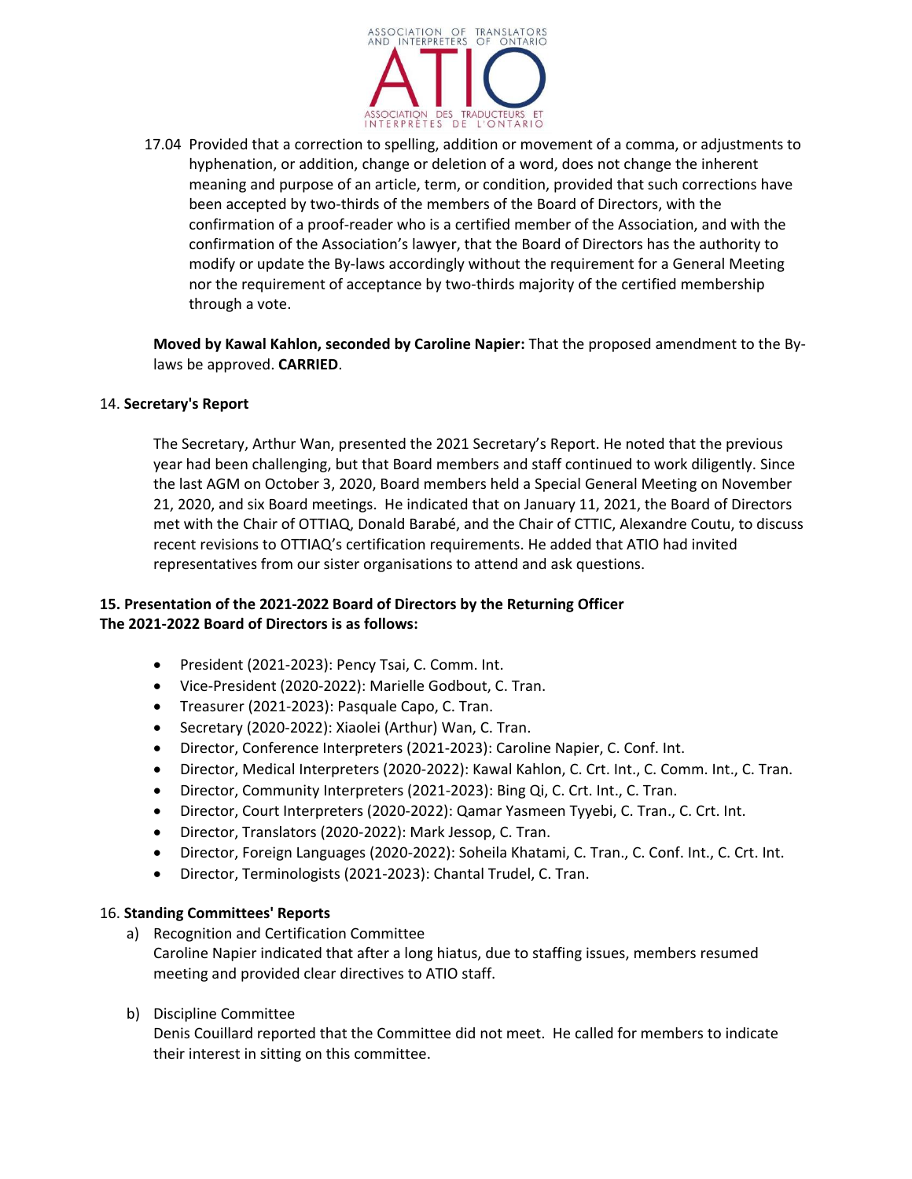17.04 Provided that a correction to spelling, addition or movement of a comma, or adjustments to hyphenation, or addition, change or deletion of a word, does not change the inherent meaning and purpose of an article, term, or condition, provided that such corrections have been accepted by two-thirds of the members of the Board of Directors, with the confirmation of a proof-reader who is a certified member of the Association, and with the confirmation of the Association's lawyer, that the Board of Directors has the authority to modify or update the By-laws accordingly without the requirement for a General Meeting nor the requirement of acceptance by two-thirds majority of the certified membership through a vote.

**Moved by Kawal Kahlon, seconded by Caroline Napier:** That the proposed amendment to the By-laws be approved. **CARRIED**.

14. **Secretary's Report**

The Secretary, Arthur Wan, presented the 2021 Secretary's Report. He noted that the previous year had been challenging, but that Board members and staff continued to work diligently. Since the last AGM on October 3, 2020, Board members held a Special General Meeting on November 21, 2020, and six Board meetings. He indicated that on January 11, 2021, the Board of Directors met with the Chair of OTTIAQ, Donald Barabé, and the Chair of CTTIC, Alexandre Coutu, to discuss recent revisions to OTTIAQ's certification requirements. He added that ATIO had invited representatives from our sister organisations to attend and ask questions.

**15. Presentation of the 2021-2022 Board of Directors by the Returning Officer**
**The 2021-2022 Board of Directors is as follows:**

- President (2021-2023): Pency Tsai, C. Comm. Int.
- Vice-President (2020-2022): Marielle Godbout, C. Tran.
- Treasurer (2021-2023): Pasquale Capo, C. Tran.
- Secretary (2020-2022): Xiaolei (Arthur) Wan, C. Tran.
- Director, Conference Interpreters (2021-2023): Caroline Napier, C. Conf. Int.
- Director, Medical Interpreters (2020-2022): Kawal Kahlon, C. Crt. Int., C. Comm. Int., C. Tran.
- Director, Community Interpreters (2021-2023): Bing Qi, C. Crt. Int., C. Tran.
- Director, Court Interpreters (2020-2022): Qamar Yasmeen Tyyebi, C. Tran., C. Crt. Int.
- Director, Translators (2020-2022): Mark Jessop, C. Tran.
- Director, Foreign Languages (2020-2022): Soheila Khatami, C. Tran., C. Conf. Int., C. Crt. Int.
- Director, Terminologists (2021-2023): Chantal Trudel, C. Tran.

16. **Standing Committees' Reports**

a) Recognition and Certification Committee
Caroline Napier indicated that after a long hiatus, due to staffing issues, members resumed meeting and provided clear directives to ATIO staff.

b) Discipline Committee
Denis Couillard reported that the Committee did not meet. He called for members to indicate their interest in sitting on this committee.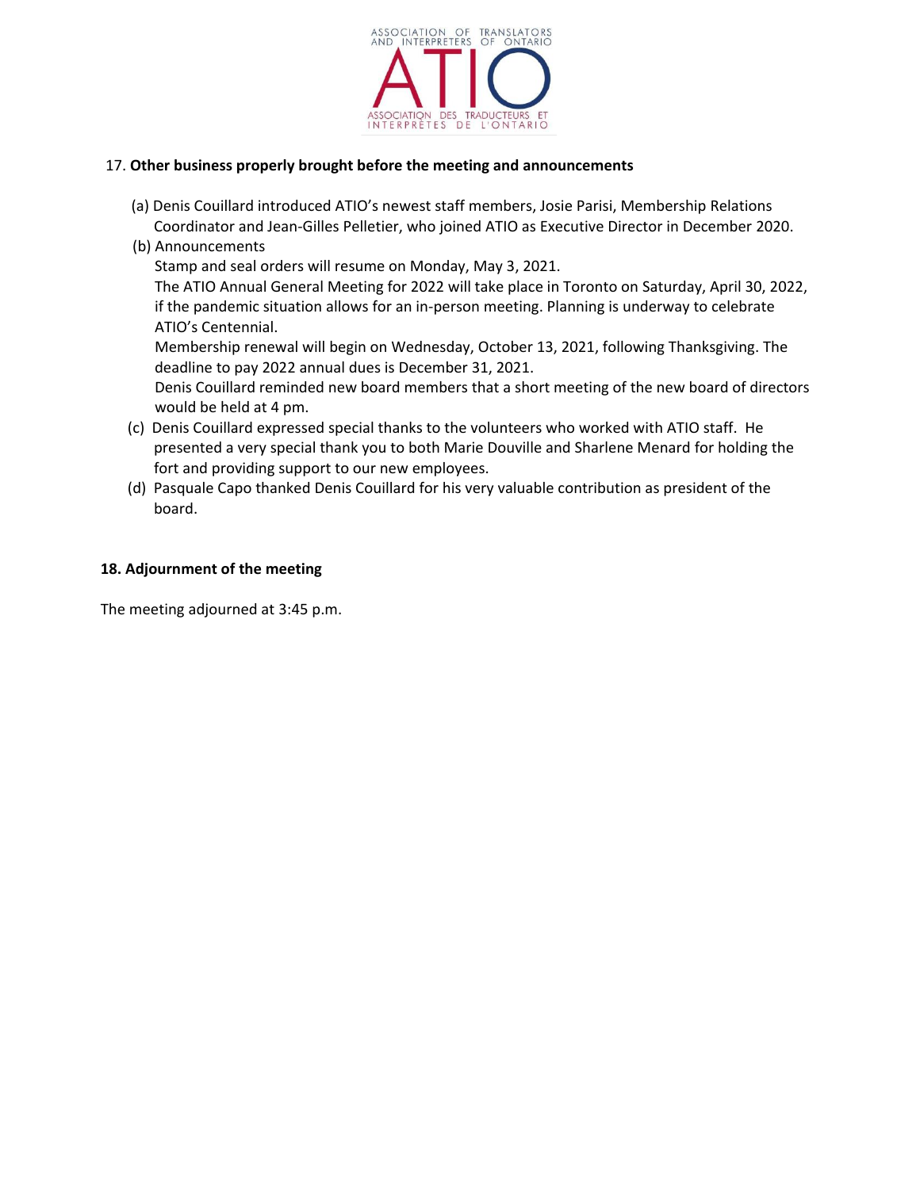17. **Other business properly brought before the meeting and announcements**

(a) Denis Couillard introduced ATIO's newest staff members, Josie Parisi, Membership Relations Coordinator and Jean-Gilles Pelletier, who joined ATIO as Executive Director in December 2020.

(b) Announcements

Stamp and seal orders will resume on Monday, May 3, 2021.

The ATIO Annual General Meeting for 2022 will take place in Toronto on Saturday, April 30, 2022, if the pandemic situation allows for an in-person meeting. Planning is underway to celebrate ATIO's Centennial.

Membership renewal will begin on Wednesday, October 13, 2021, following Thanksgiving. The deadline to pay 2022 annual dues is December 31, 2021.

Denis Couillard reminded new board members that a short meeting of the new board of directors would be held at 4 pm.

(c) Denis Couillard expressed special thanks to the volunteers who worked with ATIO staff. He presented a very special thank you to both Marie Douville and Sharlene Menard for holding the fort and providing support to our new employees.

(d) Pasquale Capo thanked Denis Couillard for his very valuable contribution as president of the board.

**18. Adjournment of the meeting**

The meeting adjourned at 3:45 p.m.